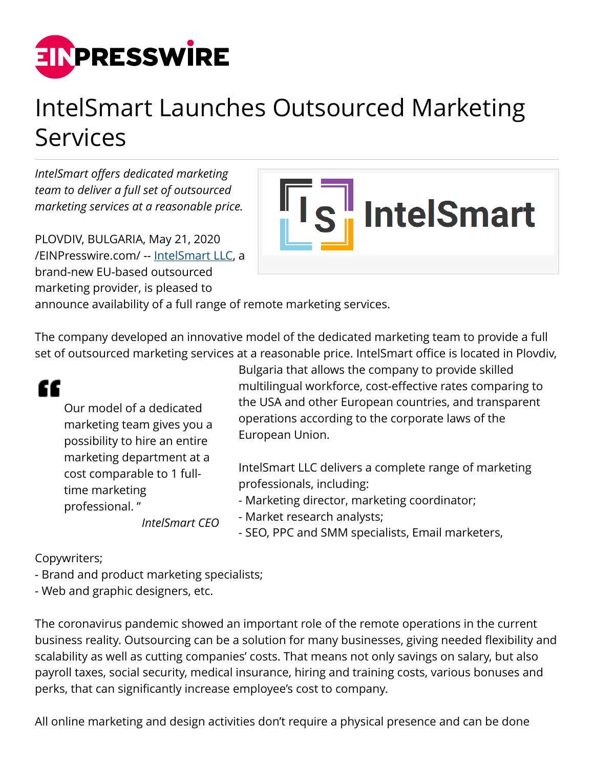# IntelSmart Launches Outsourced Marketing Services

*IntelSmart offers dedicated marketing team to deliver a full set of outsourced marketing services at a reasonable price.*

PLOVDIV, BULGARIA, May 21, 2020 /EINPresswire.com/ -- IntelSmart LLC, a brand-new EU-based outsourced marketing provider, is pleased to announce availability of a full range of remote marketing services.

The company developed an innovative model of the dedicated marketing team to provide a full set of outsourced marketing services at a reasonable price. IntelSmart office is located in Plovdiv, Bulgaria that allows the company to provide skilled multilingual workforce, cost-effective rates comparing to the USA and other European countries, and transparent operations according to the corporate laws of the European Union.

> Our model of a dedicated marketing team gives you a possibility to hire an entire marketing department at a cost comparable to 1 full-time marketing professional. ”
>
> *IntelSmart CEO*

IntelSmart LLC delivers a complete range of marketing professionals, including:
- Marketing director, marketing coordinator;
- Market research analysts;
- SEO, PPC and SMM specialists, Email marketers, Copywriters;
- Brand and product marketing specialists;
- Web and graphic designers, etc.

The coronavirus pandemic showed an important role of the remote operations in the current business reality. Outsourcing can be a solution for many businesses, giving needed flexibility and scalability as well as cutting companies' costs. That means not only savings on salary, but also payroll taxes, social security, medical insurance, hiring and training costs, various bonuses and perks, that can significantly increase employee's cost to company.

All online marketing and design activities don't require a physical presence and can be done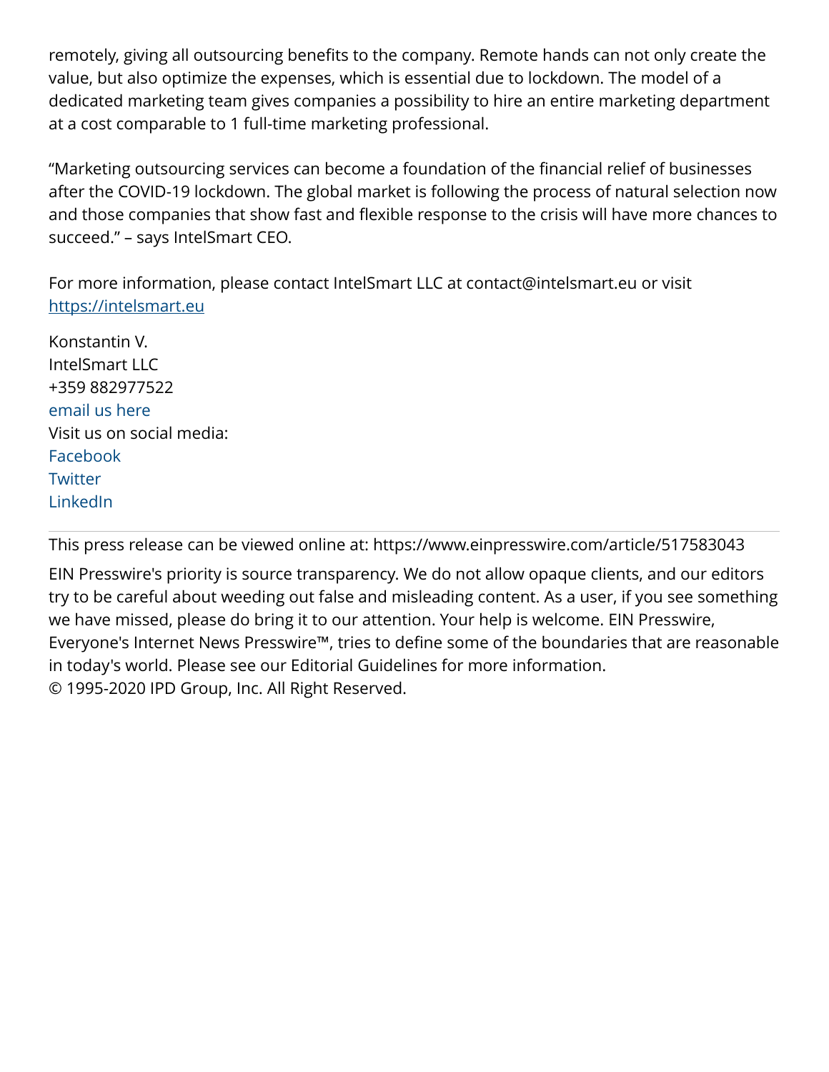remotely, giving all outsourcing benefits to the company. Remote hands can not only create the value, but also optimize the expenses, which is essential due to lockdown. The model of a dedicated marketing team gives companies a possibility to hire an entire marketing department at a cost comparable to 1 full-time marketing professional.

“Marketing outsourcing services can become a foundation of the financial relief of businesses after the COVID-19 lockdown. The global market is following the process of natural selection now and those companies that show fast and flexible response to the crisis will have more chances to succeed.” – says IntelSmart CEO.

For more information, please contact IntelSmart LLC at contact@intelsmart.eu or visit https://intelsmart.eu

Konstantin V.
IntelSmart LLC
+359 882977522
email us here
Visit us on social media:
Facebook
Twitter
LinkedIn

---

This press release can be viewed online at: https://www.einpresswire.com/article/517583043

EIN Presswire's priority is source transparency. We do not allow opaque clients, and our editors try to be careful about weeding out false and misleading content. As a user, if you see something we have missed, please do bring it to our attention. Your help is welcome. EIN Presswire, Everyone's Internet News Presswire™, tries to define some of the boundaries that are reasonable in today's world. Please see our Editorial Guidelines for more information.
© 1995-2020 IPD Group, Inc. All Right Reserved.